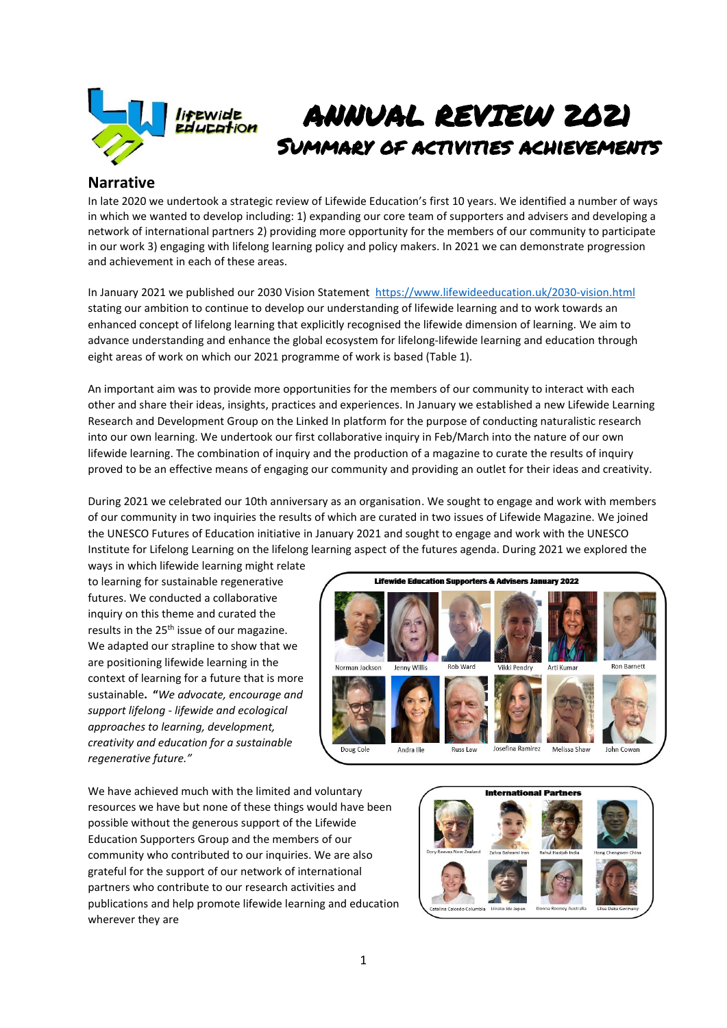# ANNUAL REVIEW 2021

## Summary of Activities Achievements

## Narrative

In late 2020 we undertook a strategic review of Lifewide Education's first 10 years. We identified a number of ways in which we wanted to develop including: 1) expanding our core team of supporters and advisers and developing a network of international partners 2) providing more opportunity for the members of our community to participate in our work 3) engaging with lifelong learning policy and policy makers. In 2021 we can demonstrate progression and achievement in each of these areas.

In January 2021 we published our 2030 Vision Statement https://www.lifewideeducation.uk/2030-vision.html stating our ambition to continue to develop our understanding of lifewide learning and to work towards an enhanced concept of lifelong learning that explicitly recognised the lifewide dimension of learning. We aim to advance understanding and enhance the global ecosystem for lifelong-lifewide learning and education through eight areas of work on which our 2021 programme of work is based (Table 1).

An important aim was to provide more opportunities for the members of our community to interact with each other and share their ideas, insights, practices and experiences. In January we established a new Lifewide Learning Research and Development Group on the Linked In platform for the purpose of conducting naturalistic research into our own learning. We undertook our first collaborative inquiry in Feb/March into the nature of our own lifewide learning. The combination of inquiry and the production of a magazine to curate the results of inquiry proved to be an effective means of engaging our community and providing an outlet for their ideas and creativity.

During 2021 we celebrated our 10th anniversary as an organisation. We sought to engage and work with members of our community in two inquiries the results of which are curated in two issues of Lifewide Magazine. We joined the UNESCO Futures of Education initiative in January 2021 and sought to engage and work with the UNESCO Institute for Lifelong Learning on the lifelong learning aspect of the futures agenda. During 2021 we explored the ways in which lifewide learning might relate to learning for sustainable regenerative futures. We conducted a collaborative inquiry on this theme and curated the results in the 25th issue of our magazine. We adapted our strapline to show that we are positioning lifewide learning in the context of learning for a future that is more sustainable. **"***We advocate, encourage and support lifelong - lifewide and ecological approaches to learning, development, creativity and education for a sustainable regenerative future."*

**Lifewide Education Supporters & Advisers January 2022**

Norman Jackson, Jenny Willis, Rob Ward, Vikki Pendry, Arti Kumar, Ron Barnett, Doug Cole, Andra Ilie, Russ Law, Josefina Ramirez, Melissa Shaw, John Cowan

We have achieved much with the limited and voluntary resources we have but none of these things would have been possible without the generous support of the Lifewide Education Supporters Group and the members of our community who contributed to our inquiries. We are also grateful for the support of our network of international partners who contribute to our research activities and publications and help promote lifewide learning and education wherever they are

**International Partners**

Dory Reeves New Zealand, Zahra Bahrami Iran, Rahul Raaijah India, Hong Chengwen China, Catalina Caicedo Columbia, Hiroto Ide Japan, Donna Rooney Australia, Elisa Daka Germany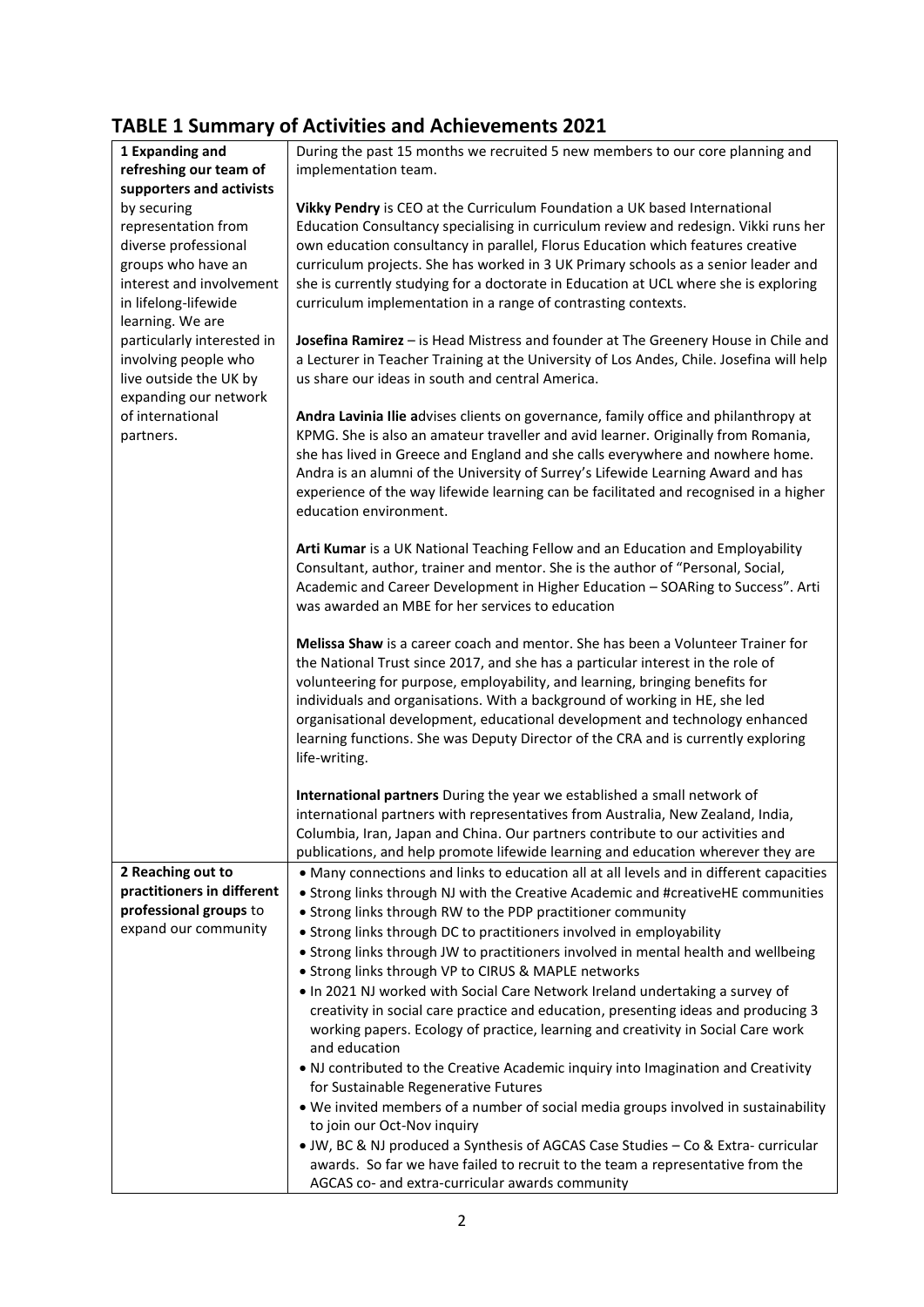## TABLE 1 Summary of Activities and Achievements 2021

| | |
|---|---|
| **1 Expanding and refreshing our team of supporters and activists** by securing representation from diverse professional groups who have an interest and involvement in lifelong-lifewide learning. We are particularly interested in involving people who live outside the UK by expanding our network of international partners. | During the past 15 months we recruited 5 new members to our core planning and implementation team.<br><br>**Vikky Pendry** is CEO at the Curriculum Foundation a UK based International Education Consultancy specialising in curriculum review and redesign. Vikki runs her own education consultancy in parallel, Florus Education which features creative curriculum projects. She has worked in 3 UK Primary schools as a senior leader and she is currently studying for a doctorate in Education at UCL where she is exploring curriculum implementation in a range of contrasting contexts.<br><br>**Josefina Ramirez** – is Head Mistress and founder at The Greenery House in Chile and a Lecturer in Teacher Training at the University of Los Andes, Chile. Josefina will help us share our ideas in south and central America.<br><br>**Andra Lavinia Ilie a**dvises clients on governance, family office and philanthropy at KPMG. She is also an amateur traveller and avid learner. Originally from Romania, she has lived in Greece and England and she calls everywhere and nowhere home. Andra is an alumni of the University of Surrey's Lifewide Learning Award and has experience of the way lifewide learning can be facilitated and recognised in a higher education environment.<br><br>**Arti Kumar** is a UK National Teaching Fellow and an Education and Employability Consultant, author, trainer and mentor. She is the author of "Personal, Social, Academic and Career Development in Higher Education – SOARing to Success". Arti was awarded an MBE for her services to education<br><br>**Melissa Shaw** is a career coach and mentor. She has been a Volunteer Trainer for the National Trust since 2017, and she has a particular interest in the role of volunteering for purpose, employability, and learning, bringing benefits for individuals and organisations. With a background of working in HE, she led organisational development, educational development and technology enhanced learning functions. She was Deputy Director of the CRA and is currently exploring life-writing.<br><br>**International partners** During the year we established a small network of international partners with representatives from Australia, New Zealand, India, Columbia, Iran, Japan and China. Our partners contribute to our activities and publications, and help promote lifewide learning and education wherever they are |
| **2 Reaching out to practitioners in different professional groups** to expand our community | • Many connections and links to education all at all levels and in different capacities<br>• Strong links through NJ with the Creative Academic and #creativeHE communities<br>• Strong links through RW to the PDP practitioner community<br>• Strong links through DC to practitioners involved in employability<br>• Strong links through JW to practitioners involved in mental health and wellbeing<br>• Strong links through VP to CIRUS & MAPLE networks<br>• In 2021 NJ worked with Social Care Network Ireland undertaking a survey of creativity in social care practice and education, presenting ideas and producing 3 working papers. Ecology of practice, learning and creativity in Social Care work and education<br>• NJ contributed to the Creative Academic inquiry into Imagination and Creativity for Sustainable Regenerative Futures<br>• We invited members of a number of social media groups involved in sustainability to join our Oct-Nov inquiry<br>• JW, BC & NJ produced a Synthesis of AGCAS Case Studies – Co & Extra- curricular awards. So far we have failed to recruit to the team a representative from the AGCAS co- and extra-curricular awards community |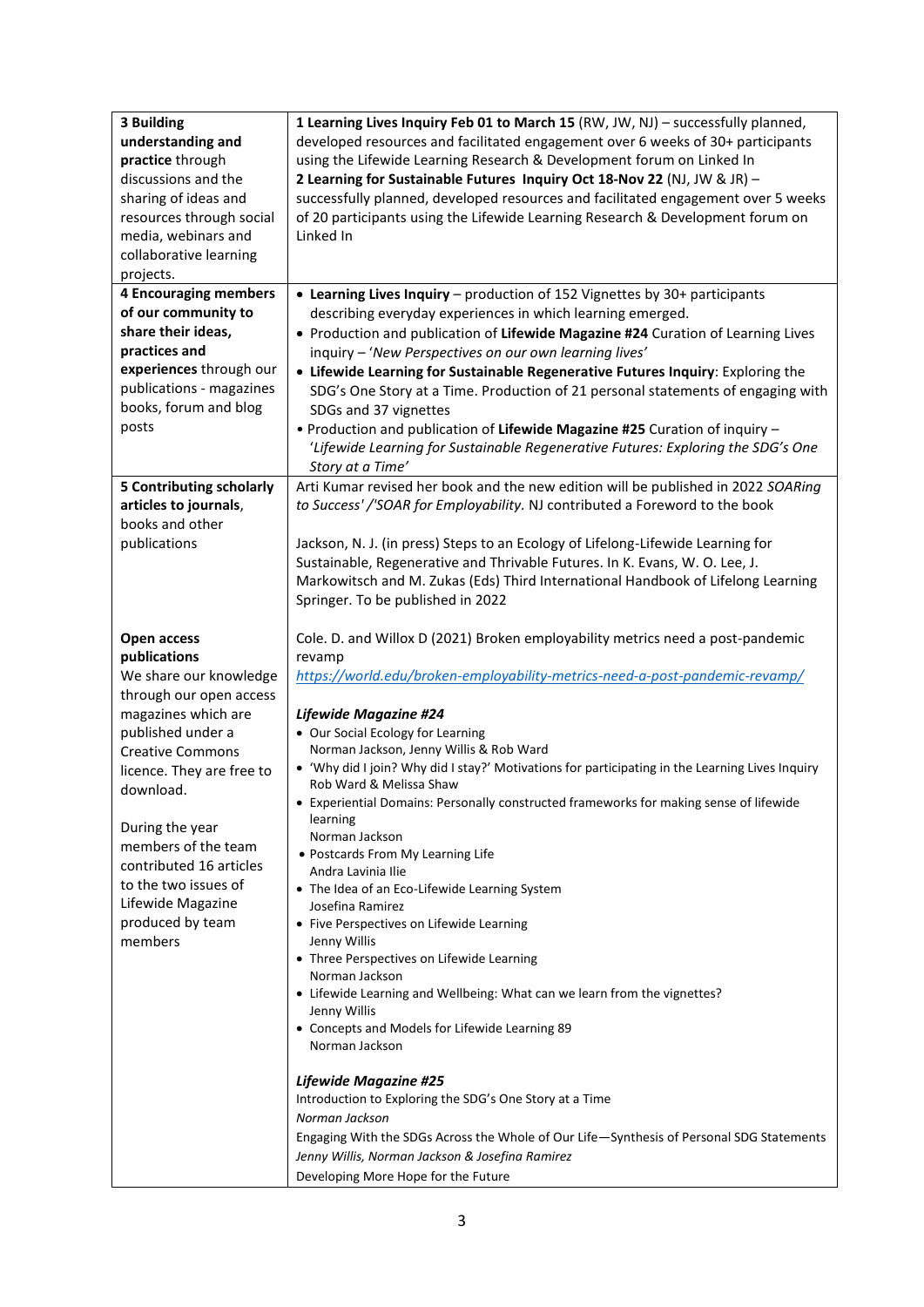| | |
|---|---|
| **3 Building understanding and practice** through discussions and the sharing of ideas and resources through social media, webinars and collaborative learning projects. | **1 Learning Lives Inquiry Feb 01 to March 15** (RW, JW, NJ) – successfully planned, developed resources and facilitated engagement over 6 weeks of 30+ participants using the Lifewide Learning Research & Development forum on Linked In<br>**2 Learning for Sustainable Futures Inquiry Oct 18-Nov 22** (NJ, JW & JR) – successfully planned, developed resources and facilitated engagement over 5 weeks of 20 participants using the Lifewide Learning Research & Development forum on Linked In |
| **4 Encouraging members of our community to share their ideas, practices and experiences** through our publications - magazines books, forum and blog posts | • **Learning Lives Inquiry** – production of 152 Vignettes by 30+ participants describing everyday experiences in which learning emerged.<br>• Production and publication of **Lifewide Magazine #24** Curation of Learning Lives inquiry – '*New Perspectives on our own learning lives*'<br>• **Lifewide Learning for Sustainable Regenerative Futures Inquiry**: Exploring the SDG's One Story at a Time. Production of 21 personal statements of engaging with SDGs and 37 vignettes<br>• Production and publication of **Lifewide Magazine #25** Curation of inquiry – '*Lifewide Learning for Sustainable Regenerative Futures: Exploring the SDG's One Story at a Time*' |
| **5 Contributing scholarly articles to journals**, books and other publications | Arti Kumar revised her book and the new edition will be published in 2022 *SOARing to Success'* /'*SOAR for Employability.* NJ contributed a Foreword to the book<br><br>Jackson, N. J. (in press) Steps to an Ecology of Lifelong-Lifewide Learning for Sustainable, Regenerative and Thrivable Futures. In K. Evans, W. O. Lee, J. Markowitsch and M. Zukas (Eds) Third International Handbook of Lifelong Learning Springer. To be published in 2022 |
| **Open access publications**<br>We share our knowledge through our open access magazines which are published under a Creative Commons licence. They are free to download.<br><br>During the year members of the team contributed 16 articles to the two issues of Lifewide Magazine produced by team members | Cole. D. and Willox D (2021) Broken employability metrics need a post-pandemic revamp<br>https://world.edu/broken-employability-metrics-need-a-post-pandemic-revamp/<br><br>***Lifewide Magazine #24***<br>• Our Social Ecology for Learning<br>Norman Jackson, Jenny Willis & Rob Ward<br>• 'Why did I join? Why did I stay?' Motivations for participating in the Learning Lives Inquiry<br>Rob Ward & Melissa Shaw<br>• Experiential Domains: Personally constructed frameworks for making sense of lifewide learning<br>Norman Jackson<br>• Postcards From My Learning Life<br>Andra Lavinia Ilie<br>• The Idea of an Eco-Lifewide Learning System<br>Josefina Ramirez<br>• Five Perspectives on Lifewide Learning<br>Jenny Willis<br>• Three Perspectives on Lifewide Learning<br>Norman Jackson<br>• Lifewide Learning and Wellbeing: What can we learn from the vignettes?<br>Jenny Willis<br>• Concepts and Models for Lifewide Learning 89<br>Norman Jackson<br><br>***Lifewide Magazine #25***<br>Introduction to Exploring the SDG's One Story at a Time<br>*Norman Jackson*<br>Engaging With the SDGs Across the Whole of Our Life—Synthesis of Personal SDG Statements<br>*Jenny Willis, Norman Jackson & Josefina Ramirez*<br>Developing More Hope for the Future |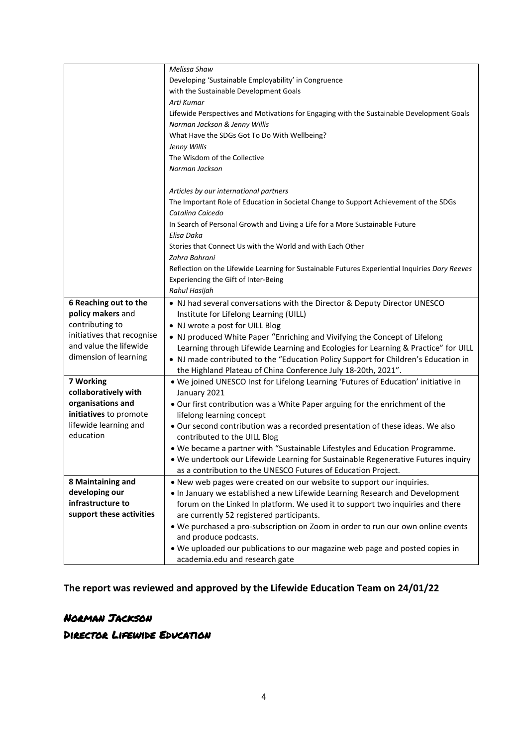| | |
|---|---|
| | *Melissa Shaw*<br>Developing 'Sustainable Employability' in Congruence with the Sustainable Development Goals<br>*Arti Kumar*<br>Lifewide Perspectives and Motivations for Engaging with the Sustainable Development Goals<br>*Norman Jackson & Jenny Willis*<br>What Have the SDGs Got To Do With Wellbeing?<br>*Jenny Willis*<br>The Wisdom of the Collective<br>*Norman Jackson*<br><br>*Articles by our international partners*<br>The Important Role of Education in Societal Change to Support Achievement of the SDGs<br>*Catalina Caicedo*<br>In Search of Personal Growth and Living a Life for a More Sustainable Future<br>*Elisa Daka*<br>Stories that Connect Us with the World and with Each Other<br>*Zahra Bahrani*<br>Reflection on the Lifewide Learning for Sustainable Futures Experiential Inquiries *Dory Reeves*<br>Experiencing the Gift of Inter-Being<br>*Rahul Hasijah* |
| **6 Reaching out to the policy makers** and contributing to initiatives that recognise and value the lifewide dimension of learning | • NJ had several conversations with the Director & Deputy Director UNESCO Institute for Lifelong Learning (UILL)<br>• NJ wrote a post for UILL Blog<br>• NJ produced White Paper "Enriching and Vivifying the Concept of Lifelong Learning through Lifewide Learning and Ecologies for Learning & Practice" for UILL<br>• NJ made contributed to the "Education Policy Support for Children's Education in the Highland Plateau of China Conference July 18-20th, 2021". |
| **7 Working collaboratively with organisations and initiatives** to promote lifewide learning and education | • We joined UNESCO Inst for Lifelong Learning 'Futures of Education' initiative in January 2021<br>• Our first contribution was a White Paper arguing for the enrichment of the lifelong learning concept<br>• Our second contribution was a recorded presentation of these ideas. We also contributed to the UILL Blog<br>• We became a partner with "Sustainable Lifestyles and Education Programme.<br>• We undertook our Lifewide Learning for Sustainable Regenerative Futures inquiry as a contribution to the UNESCO Futures of Education Project. |
| **8 Maintaining and developing our infrastructure to support these activities** | • New web pages were created on our website to support our inquiries.<br>• In January we established a new Lifewide Learning Research and Development forum on the Linked In platform. We used it to support two inquiries and there are currently 52 registered participants.<br>• We purchased a pro-subscription on Zoom in order to run our own online events and produce podcasts.<br>• We uploaded our publications to our magazine web page and posted copies in academia.edu and research gate |

**The report was reviewed and approved by the Lifewide Education Team on 24/01/22**

Norman Jackson

Director Lifewide Education